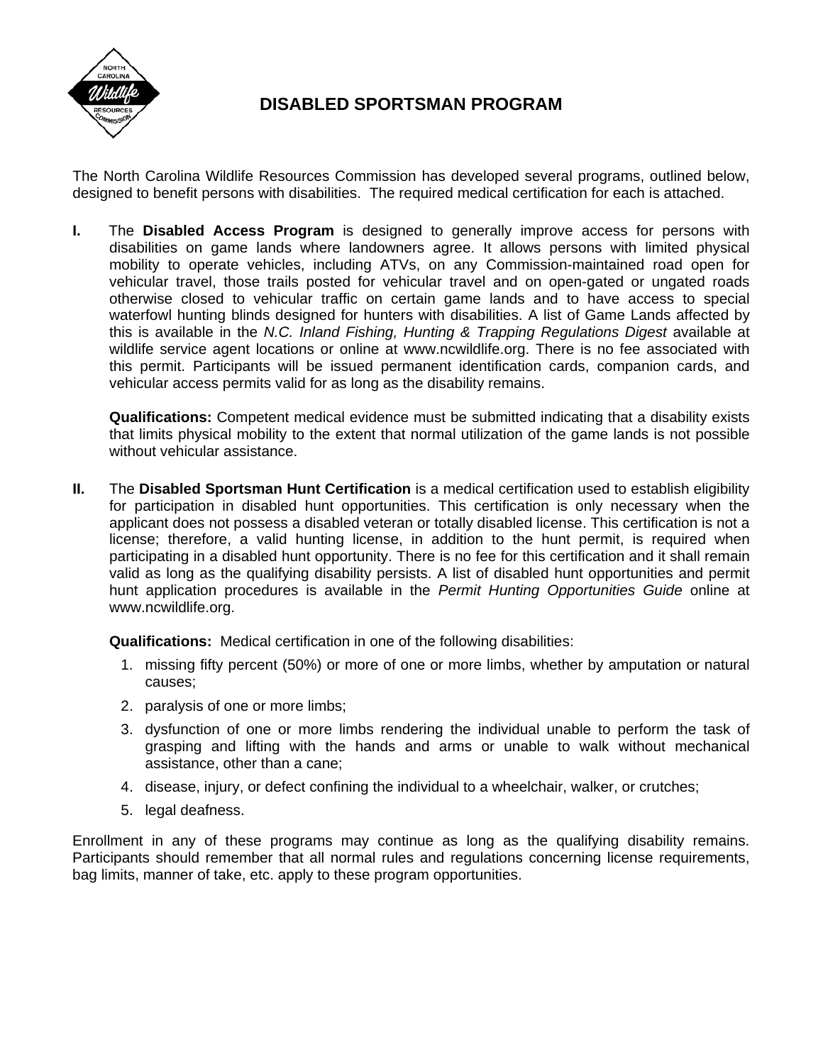# DISABLED SPORTSMAN PROGRAM

The North Carolina Wildlife Resources Commission has developed several programs, outlined below, designed to benefit persons with disabilities. The required medical certification for each is attached.

**I.** The **Disabled Access Program** is designed to generally improve access for persons with disabilities on game lands where landowners agree. It allows persons with limited physical mobility to operate vehicles, including ATVs, on any Commission-maintained road open for vehicular travel, those trails posted for vehicular travel and on open-gated or ungated roads otherwise closed to vehicular traffic on certain game lands and to have access to special waterfowl hunting blinds designed for hunters with disabilities. A list of Game Lands affected by this is available in the *N.C. Inland Fishing, Hunting & Trapping Regulations Digest* available at wildlife service agent locations or online at www.ncwildlife.org. There is no fee associated with this permit. Participants will be issued permanent identification cards, companion cards, and vehicular access permits valid for as long as the disability remains.

**Qualifications:** Competent medical evidence must be submitted indicating that a disability exists that limits physical mobility to the extent that normal utilization of the game lands is not possible without vehicular assistance.

**II.** The **Disabled Sportsman Hunt Certification** is a medical certification used to establish eligibility for participation in disabled hunt opportunities. This certification is only necessary when the applicant does not possess a disabled veteran or totally disabled license. This certification is not a license; therefore, a valid hunting license, in addition to the hunt permit, is required when participating in a disabled hunt opportunity. There is no fee for this certification and it shall remain valid as long as the qualifying disability persists. A list of disabled hunt opportunities and permit hunt application procedures is available in the *Permit Hunting Opportunities Guide* online at www.ncwildlife.org.

**Qualifications:** Medical certification in one of the following disabilities:

1. missing fifty percent (50%) or more of one or more limbs, whether by amputation or natural causes;
2. paralysis of one or more limbs;
3. dysfunction of one or more limbs rendering the individual unable to perform the task of grasping and lifting with the hands and arms or unable to walk without mechanical assistance, other than a cane;
4. disease, injury, or defect confining the individual to a wheelchair, walker, or crutches;
5. legal deafness.

Enrollment in any of these programs may continue as long as the qualifying disability remains. Participants should remember that all normal rules and regulations concerning license requirements, bag limits, manner of take, etc. apply to these program opportunities.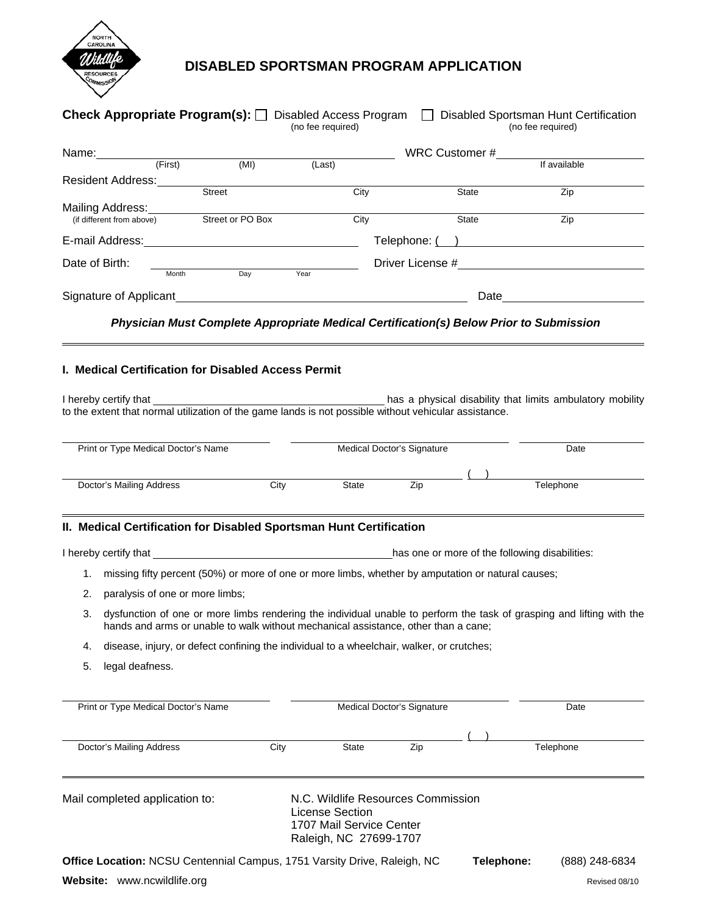# DISABLED SPORTSMAN PROGRAM APPLICATION

**Check Appropriate Program(s):** ☐ Disabled Access Program (no fee required) ☐ Disabled Sportsman Hunt Certification (no fee required)

Name: ______________________________ WRC Customer # ______________
(First) (MI) (Last) If available

Resident Address: ______________________________________________
Street City State Zip

Mailing Address: ______________________________________________
(if different from above) Street or PO Box City State Zip

E-mail Address: ______________________ Telephone: ( ) ______________

Date of Birth: ______________________ Driver License # ______________
Month Day Year

Signature of Applicant ______________________________ Date ______________

***Physician Must Complete Appropriate Medical Certification(s) Below Prior to Submission***

---

### I. Medical Certification for Disabled Access Permit

I hereby certify that ______________________________ has a physical disability that limits ambulatory mobility to the extent that normal utilization of the game lands is not possible without vehicular assistance.

______________________________ ______________________________ ______________
Print or Type Medical Doctor's Name Medical Doctor's Signature Date

______________________________ ( ) ______________
Doctor's Mailing Address City State Zip Telephone

---

### II. Medical Certification for Disabled Sportsman Hunt Certification

I hereby certify that ______________________________ has one or more of the following disabilities:

1. missing fifty percent (50%) or more of one or more limbs, whether by amputation or natural causes;
2. paralysis of one or more limbs;
3. dysfunction of one or more limbs rendering the individual unable to perform the task of grasping and lifting with the hands and arms or unable to walk without mechanical assistance, other than a cane;
4. disease, injury, or defect confining the individual to a wheelchair, walker, or crutches;
5. legal deafness.

______________________________ ______________________________ ______________
Print or Type Medical Doctor's Name Medical Doctor's Signature Date

______________________________ ( ) ______________
Doctor's Mailing Address City State Zip Telephone

---

Mail completed application to:

N.C. Wildlife Resources Commission
License Section
1707 Mail Service Center
Raleigh, NC 27699-1707

**Office Location:** NCSU Centennial Campus, 1751 Varsity Drive, Raleigh, NC **Telephone:** (888) 248-6834

**Website:** www.ncwildlife.org

Revised 08/10